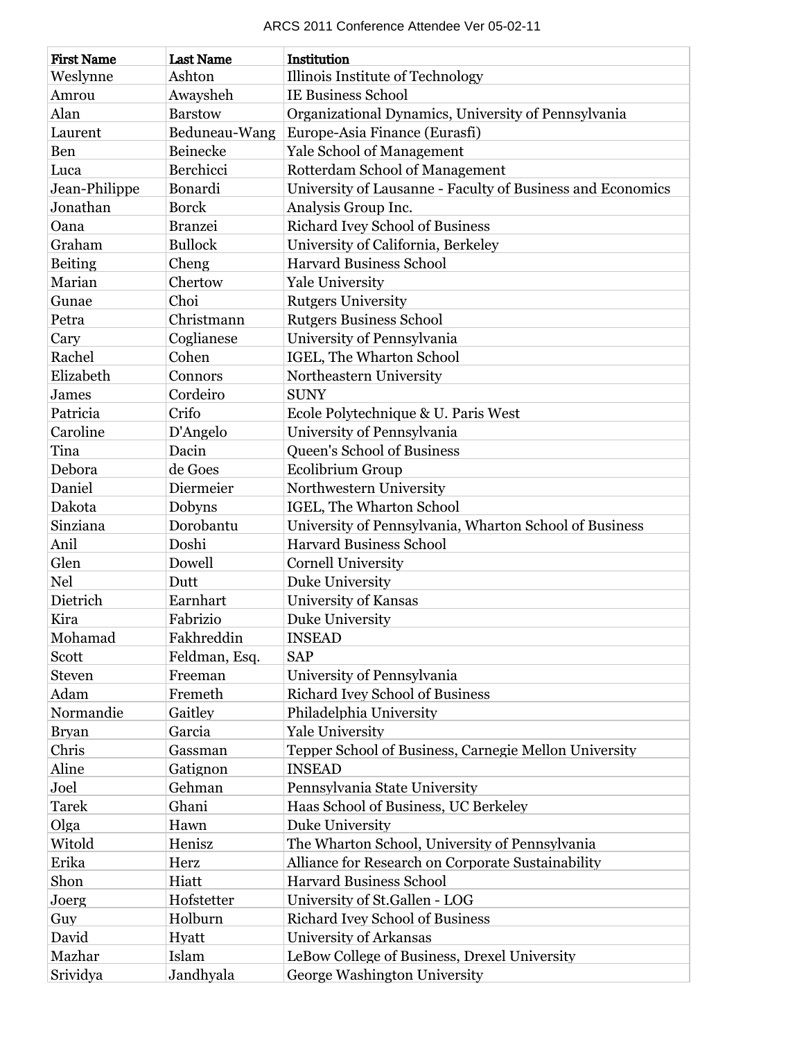| First Name | Last Name | Institution |
| --- | --- | --- |
| Weslynne | Ashton | Illinois Institute of Technology |
| Amrou | Awaysheh | IE Business School |
| Alan | Barstow | Organizational Dynamics, University of Pennsylvania |
| Laurent | Beduneau-Wang | Europe-Asia Finance (Eurasfi) |
| Ben | Beinecke | Yale School of Management |
| Luca | Berchicci | Rotterdam School of Management |
| Jean-Philippe | Bonardi | University of Lausanne - Faculty of Business and Economics |
| Jonathan | Borck | Analysis Group Inc. |
| Oana | Branzei | Richard Ivey School of Business |
| Graham | Bullock | University of California, Berkeley |
| Beiting | Cheng | Harvard Business School |
| Marian | Chertow | Yale University |
| Gunae | Choi | Rutgers University |
| Petra | Christmann | Rutgers Business School |
| Cary | Coglianese | University of Pennsylvania |
| Rachel | Cohen | IGEL, The Wharton School |
| Elizabeth | Connors | Northeastern University |
| James | Cordeiro | SUNY |
| Patricia | Crifo | Ecole Polytechnique & U. Paris West |
| Caroline | D'Angelo | University of Pennsylvania |
| Tina | Dacin | Queen's School of Business |
| Debora | de Goes | Ecolibrium Group |
| Daniel | Diermeier | Northwestern University |
| Dakota | Dobyns | IGEL, The Wharton School |
| Sinziana | Dorobantu | University of Pennsylvania, Wharton School of Business |
| Anil | Doshi | Harvard Business School |
| Glen | Dowell | Cornell University |
| Nel | Dutt | Duke University |
| Dietrich | Earnhart | University of Kansas |
| Kira | Fabrizio | Duke University |
| Mohamad | Fakhreddin | INSEAD |
| Scott | Feldman, Esq. | SAP |
| Steven | Freeman | University of Pennsylvania |
| Adam | Fremeth | Richard Ivey School of Business |
| Normandie | Gaitley | Philadelphia University |
| Bryan | Garcia | Yale University |
| Chris | Gassman | Tepper School of Business, Carnegie Mellon University |
| Aline | Gatignon | INSEAD |
| Joel | Gehman | Pennsylvania State University |
| Tarek | Ghani | Haas School of Business, UC Berkeley |
| Olga | Hawn | Duke University |
| Witold | Henisz | The Wharton School, University of Pennsylvania |
| Erika | Herz | Alliance for Research on Corporate Sustainability |
| Shon | Hiatt | Harvard Business School |
| Joerg | Hofstetter | University of St.Gallen - LOG |
| Guy | Holburn | Richard Ivey School of Business |
| David | Hyatt | University of Arkansas |
| Mazhar | Islam | LeBow College of Business, Drexel University |
| Srividya | Jandhyala | George Washington University |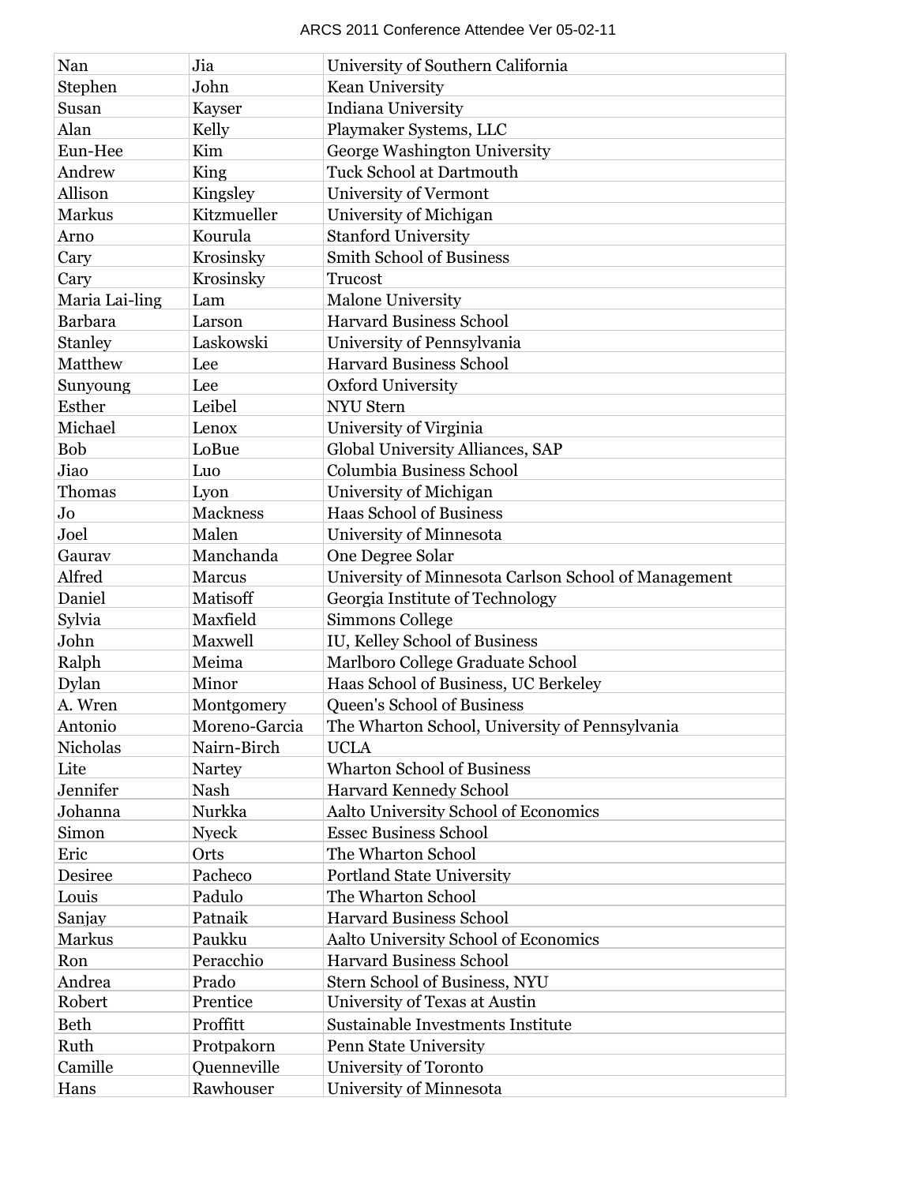| Nan | Jia | University of Southern California |
|---|---|---|
| Stephen | John | Kean University |
| Susan | Kayser | Indiana University |
| Alan | Kelly | Playmaker Systems, LLC |
| Eun-Hee | Kim | George Washington University |
| Andrew | King | Tuck School at Dartmouth |
| Allison | Kingsley | University of Vermont |
| Markus | Kitzmueller | University of Michigan |
| Arno | Kourula | Stanford University |
| Cary | Krosinsky | Smith School of Business |
| Cary | Krosinsky | Trucost |
| Maria Lai-ling | Lam | Malone University |
| Barbara | Larson | Harvard Business School |
| Stanley | Laskowski | University of Pennsylvania |
| Matthew | Lee | Harvard Business School |
| Sunyoung | Lee | Oxford University |
| Esther | Leibel | NYU Stern |
| Michael | Lenox | University of Virginia |
| Bob | LoBue | Global University Alliances, SAP |
| Jiao | Luo | Columbia Business School |
| Thomas | Lyon | University of Michigan |
| Jo | Mackness | Haas School of Business |
| Joel | Malen | University of Minnesota |
| Gaurav | Manchanda | One Degree Solar |
| Alfred | Marcus | University of Minnesota Carlson School of Management |
| Daniel | Matisoff | Georgia Institute of Technology |
| Sylvia | Maxfield | Simmons College |
| John | Maxwell | IU, Kelley School of Business |
| Ralph | Meima | Marlboro College Graduate School |
| Dylan | Minor | Haas School of Business, UC Berkeley |
| A. Wren | Montgomery | Queen's School of Business |
| Antonio | Moreno-Garcia | The Wharton School, University of Pennsylvania |
| Nicholas | Nairn-Birch | UCLA |
| Lite | Nartey | Wharton School of Business |
| Jennifer | Nash | Harvard Kennedy School |
| Johanna | Nurkka | Aalto University School of Economics |
| Simon | Nyeck | Essec Business School |
| Eric | Orts | The Wharton School |
| Desiree | Pacheco | Portland State University |
| Louis | Padulo | The Wharton School |
| Sanjay | Patnaik | Harvard Business School |
| Markus | Paukku | Aalto University School of Economics |
| Ron | Peracchio | Harvard Business School |
| Andrea | Prado | Stern School of Business, NYU |
| Robert | Prentice | University of Texas at Austin |
| Beth | Proffitt | Sustainable Investments Institute |
| Ruth | Protpakorn | Penn State University |
| Camille | Quenneville | University of Toronto |
| Hans | Rawhouser | University of Minnesota |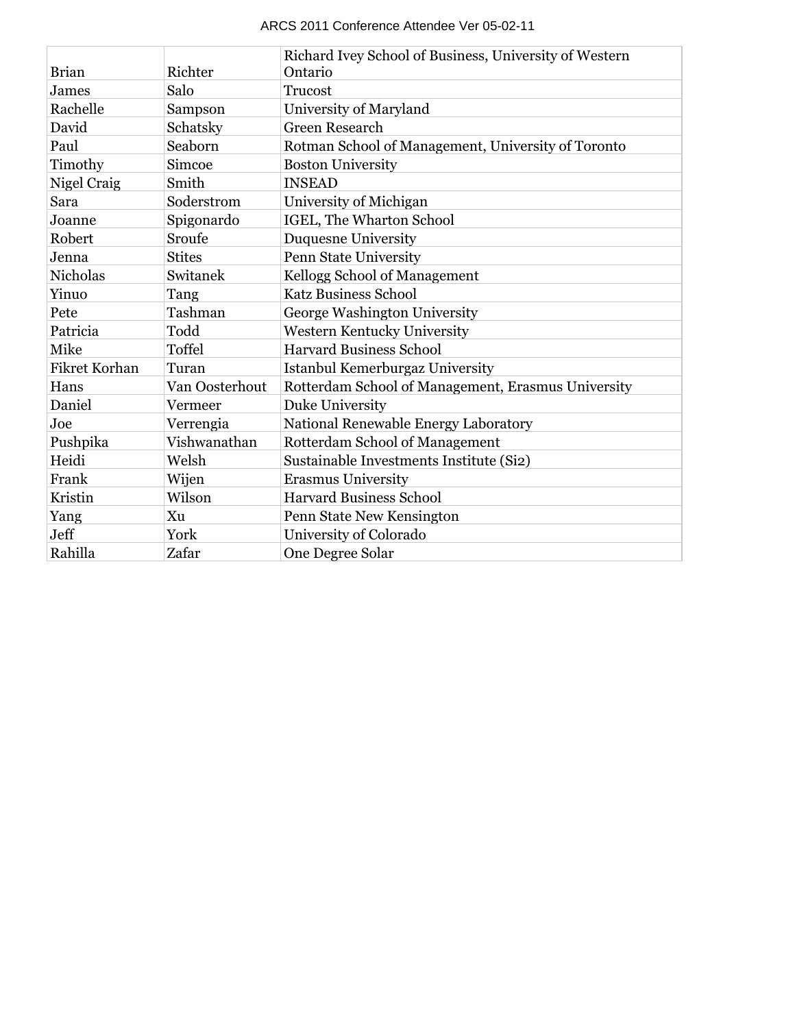| | | |
|---|---|---|
| Brian | Richter | Richard Ivey School of Business, University of Western Ontario |
| James | Salo | Trucost |
| Rachelle | Sampson | University of Maryland |
| David | Schatsky | Green Research |
| Paul | Seaborn | Rotman School of Management, University of Toronto |
| Timothy | Simcoe | Boston University |
| Nigel Craig | Smith | INSEAD |
| Sara | Soderstrom | University of Michigan |
| Joanne | Spigonardo | IGEL, The Wharton School |
| Robert | Sroufe | Duquesne University |
| Jenna | Stites | Penn State University |
| Nicholas | Switanek | Kellogg School of Management |
| Yinuo | Tang | Katz Business School |
| Pete | Tashman | George Washington University |
| Patricia | Todd | Western Kentucky University |
| Mike | Toffel | Harvard Business School |
| Fikret Korhan | Turan | Istanbul Kemerburgaz University |
| Hans | Van Oosterhout | Rotterdam School of Management, Erasmus University |
| Daniel | Vermeer | Duke University |
| Joe | Verrengia | National Renewable Energy Laboratory |
| Pushpika | Vishwanathan | Rotterdam School of Management |
| Heidi | Welsh | Sustainable Investments Institute (Si2) |
| Frank | Wijen | Erasmus University |
| Kristin | Wilson | Harvard Business School |
| Yang | Xu | Penn State New Kensington |
| Jeff | York | University of Colorado |
| Rahilla | Zafar | One Degree Solar |